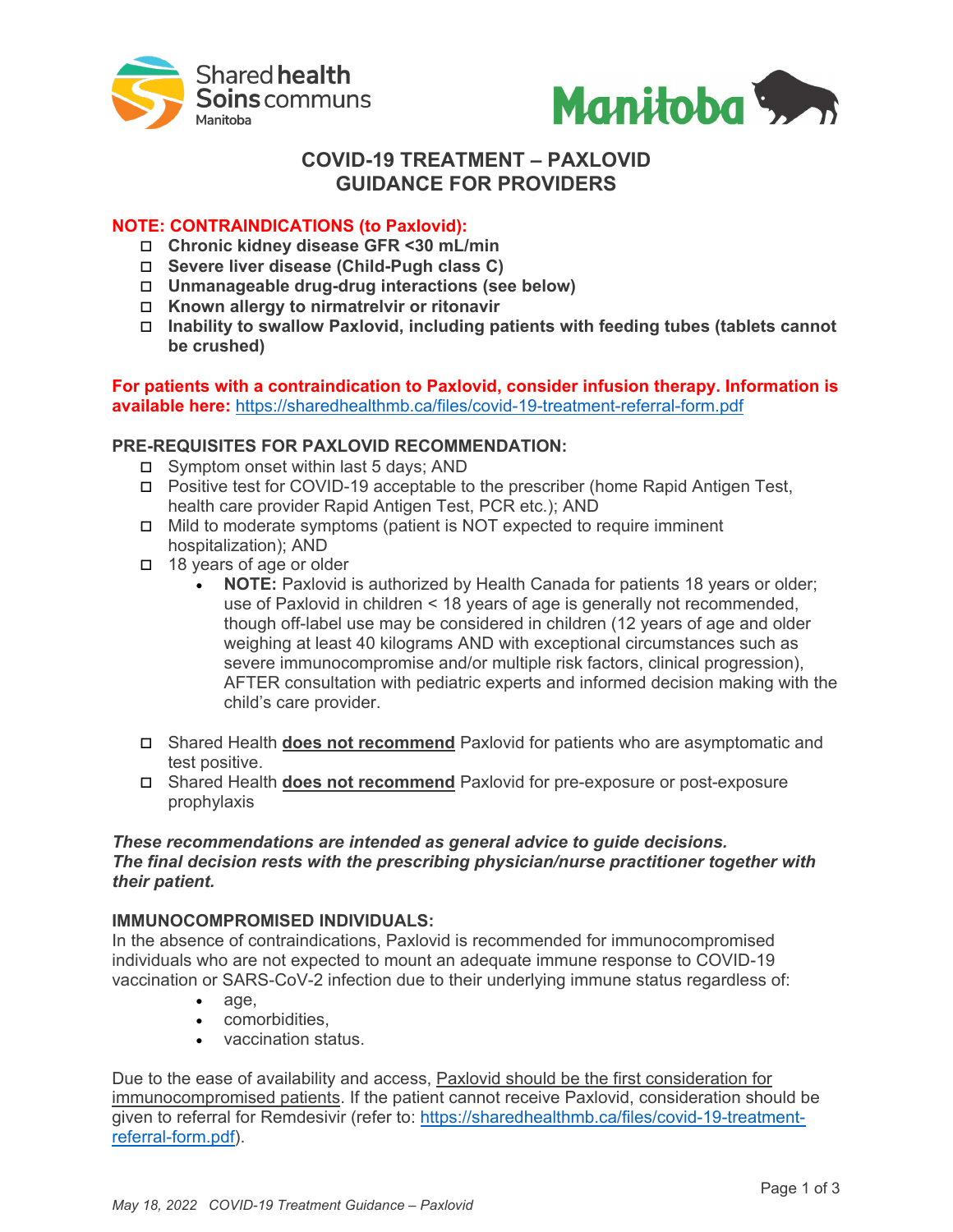# COVID-19 TREATMENT – PAXLOVID GUIDANCE FOR PROVIDERS

**NOTE: CONTRAINDICATIONS (to Paxlovid):**

- ☐ **Chronic kidney disease GFR <30 mL/min**
- ☐ **Severe liver disease (Child-Pugh class C)**
- ☐ **Unmanageable drug-drug interactions (see below)**
- ☐ **Known allergy to nirmatrelvir or ritonavir**
- ☐ **Inability to swallow Paxlovid, including patients with feeding tubes (tablets cannot be crushed)**

**For patients with a contraindication to Paxlovid, consider infusion therapy. Information is available here:** https://sharedhealthmb.ca/files/covid-19-treatment-referral-form.pdf

**PRE-REQUISITES FOR PAXLOVID RECOMMENDATION:**

- ☐ Symptom onset within last 5 days; AND
- ☐ Positive test for COVID-19 acceptable to the prescriber (home Rapid Antigen Test, health care provider Rapid Antigen Test, PCR etc.); AND
- ☐ Mild to moderate symptoms (patient is NOT expected to require imminent hospitalization); AND
- ☐ 18 years of age or older
    - **NOTE:** Paxlovid is authorized by Health Canada for patients 18 years or older; use of Paxlovid in children < 18 years of age is generally not recommended, though off-label use may be considered in children (12 years of age and older weighing at least 40 kilograms AND with exceptional circumstances such as severe immunocompromise and/or multiple risk factors, clinical progression), AFTER consultation with pediatric experts and informed decision making with the child's care provider.

- ☐ Shared Health **does not recommend** Paxlovid for patients who are asymptomatic and test positive.
- ☐ Shared Health **does not recommend** Paxlovid for pre-exposure or post-exposure prophylaxis

***These recommendations are intended as general advice to guide decisions. The final decision rests with the prescribing physician/nurse practitioner together with their patient.***

**IMMUNOCOMPROMISED INDIVIDUALS:**

In the absence of contraindications, Paxlovid is recommended for immunocompromised individuals who are not expected to mount an adequate immune response to COVID-19 vaccination or SARS-CoV-2 infection due to their underlying immune status regardless of:

- age,
- comorbidities,
- vaccination status.

Due to the ease of availability and access, Paxlovid should be the first consideration for immunocompromised patients. If the patient cannot receive Paxlovid, consideration should be given to referral for Remdesivir (refer to: https://sharedhealthmb.ca/files/covid-19-treatment-referral-form.pdf).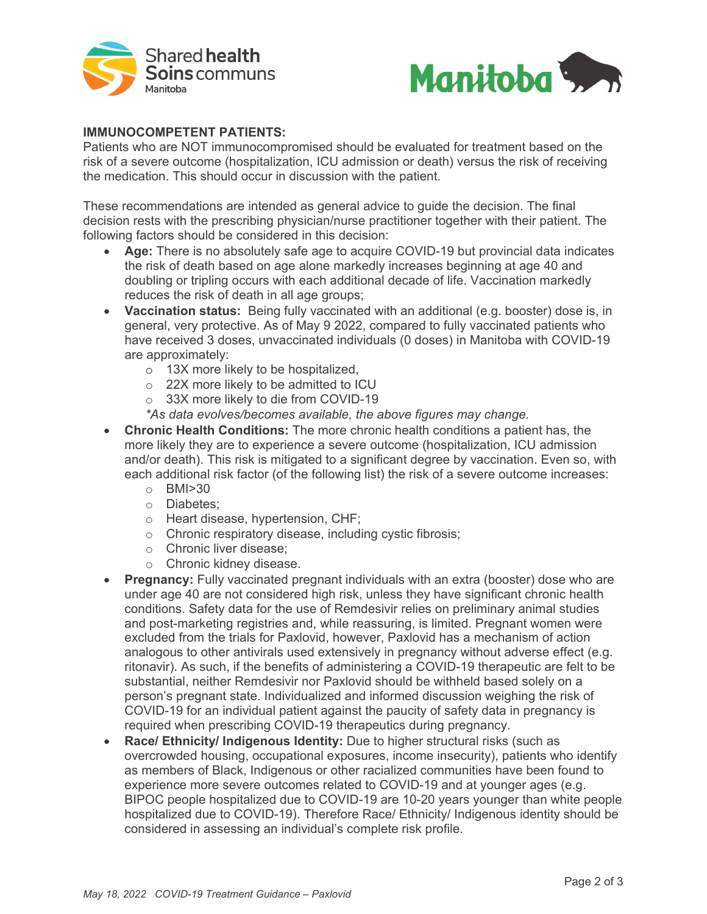## IMMUNOCOMPETENT PATIENTS:

Patients who are NOT immunocompromised should be evaluated for treatment based on the risk of a severe outcome (hospitalization, ICU admission or death) versus the risk of receiving the medication. This should occur in discussion with the patient.

These recommendations are intended as general advice to guide the decision. The final decision rests with the prescribing physician/nurse practitioner together with their patient. The following factors should be considered in this decision:

- **Age:** There is no absolutely safe age to acquire COVID-19 but provincial data indicates the risk of death based on age alone markedly increases beginning at age 40 and doubling or tripling occurs with each additional decade of life. Vaccination markedly reduces the risk of death in all age groups;
- **Vaccination status:** Being fully vaccinated with an additional (e.g. booster) dose is, in general, very protective. As of May 9 2022, compared to fully vaccinated patients who have received 3 doses, unvaccinated individuals (0 doses) in Manitoba with COVID-19 are approximately:
  - 13X more likely to be hospitalized,
  - 22X more likely to be admitted to ICU
  - 33X more likely to die from COVID-19

  *\*As data evolves/becomes available, the above figures may change.*
- **Chronic Health Conditions:** The more chronic health conditions a patient has, the more likely they are to experience a severe outcome (hospitalization, ICU admission and/or death). This risk is mitigated to a significant degree by vaccination. Even so, with each additional risk factor (of the following list) the risk of a severe outcome increases:
  - BMI>30
  - Diabetes;
  - Heart disease, hypertension, CHF;
  - Chronic respiratory disease, including cystic fibrosis;
  - Chronic liver disease;
  - Chronic kidney disease.
- **Pregnancy:** Fully vaccinated pregnant individuals with an extra (booster) dose who are under age 40 are not considered high risk, unless they have significant chronic health conditions. Safety data for the use of Remdesivir relies on preliminary animal studies and post-marketing registries and, while reassuring, is limited. Pregnant women were excluded from the trials for Paxlovid, however, Paxlovid has a mechanism of action analogous to other antivirals used extensively in pregnancy without adverse effect (e.g. ritonavir). As such, if the benefits of administering a COVID-19 therapeutic are felt to be substantial, neither Remdesivir nor Paxlovid should be withheld based solely on a person's pregnant state. Individualized and informed discussion weighing the risk of COVID-19 for an individual patient against the paucity of safety data in pregnancy is required when prescribing COVID-19 therapeutics during pregnancy.
- **Race/ Ethnicity/ Indigenous Identity:** Due to higher structural risks (such as overcrowded housing, occupational exposures, income insecurity), patients who identify as members of Black, Indigenous or other racialized communities have been found to experience more severe outcomes related to COVID-19 and at younger ages (e.g. BIPOC people hospitalized due to COVID-19 are 10-20 years younger than white people hospitalized due to COVID-19). Therefore Race/ Ethnicity/ Indigenous identity should be considered in assessing an individual's complete risk profile.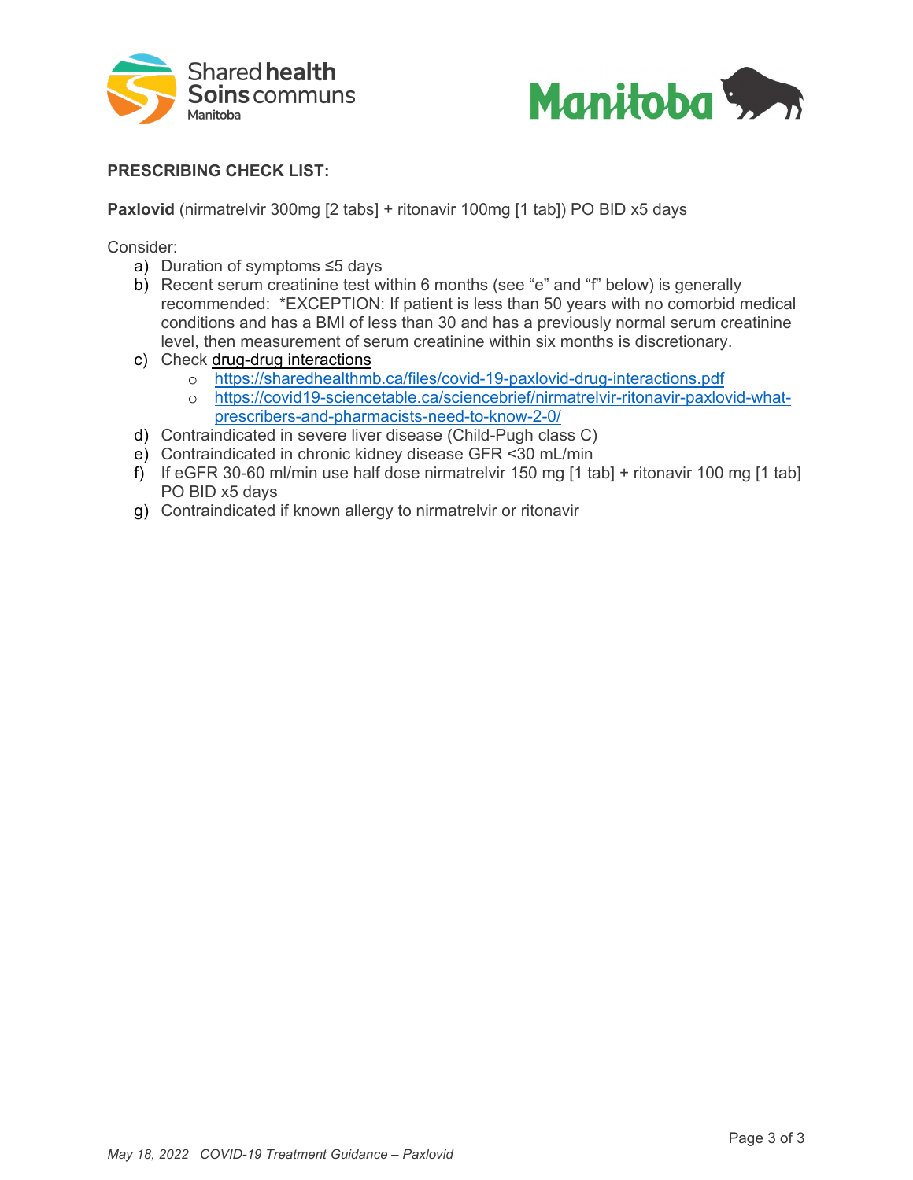**PRESCRIBING CHECK LIST:**

**Paxlovid** (nirmatrelvir 300mg [2 tabs] + ritonavir 100mg [1 tab]) PO BID x5 days

Consider:

a) Duration of symptoms ≤5 days
b) Recent serum creatinine test within 6 months (see "e" and "f" below) is generally recommended: *EXCEPTION: If patient is less than 50 years with no comorbid medical conditions and has a BMI of less than 30 and has a previously normal serum creatinine level, then measurement of serum creatinine within six months is discretionary.
c) Check drug-drug interactions
   - https://sharedhealthmb.ca/files/covid-19-paxlovid-drug-interactions.pdf
   - https://covid19-sciencetable.ca/sciencebrief/nirmatrelvir-ritonavir-paxlovid-what-prescribers-and-pharmacists-need-to-know-2-0/
d) Contraindicated in severe liver disease (Child-Pugh class C)
e) Contraindicated in chronic kidney disease GFR <30 mL/min
f) If eGFR 30-60 ml/min use half dose nirmatrelvir 150 mg [1 tab] + ritonavir 100 mg [1 tab] PO BID x5 days
g) Contraindicated if known allergy to nirmatrelvir or ritonavir